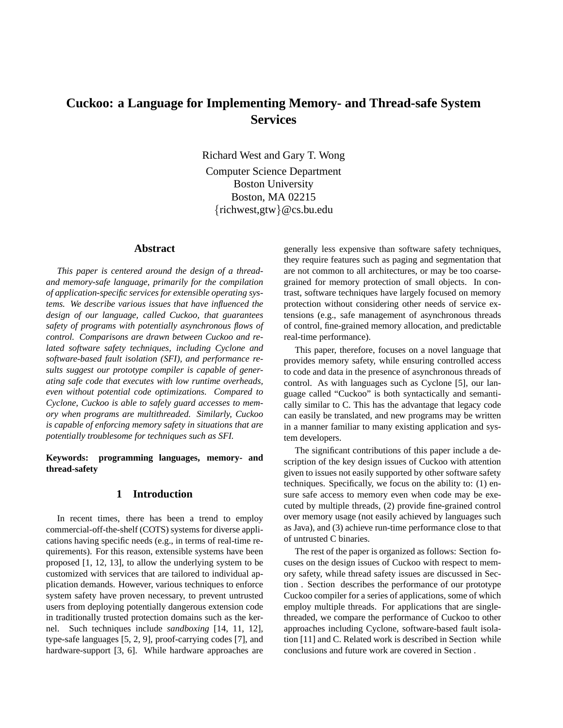# Cuckoo: a Language for Implementing Memory- and Thread-safe System Services

Richard West and Gary T. Wong

Computer Science Department
Boston University
Boston, MA 02215
{richwest,gtw}@cs.bu.edu

## Abstract

*This paper is centered around the design of a thread- and memory-safe language, primarily for the compilation of application-specific services for extensible operating systems. We describe various issues that have influenced the design of our language, called Cuckoo, that guarantees safety of programs with potentially asynchronous flows of control. Comparisons are drawn between Cuckoo and related software safety techniques, including Cyclone and software-based fault isolation (SFI), and performance results suggest our prototype compiler is capable of generating safe code that executes with low runtime overheads, even without potential code optimizations. Compared to Cyclone, Cuckoo is able to safely guard accesses to memory when programs are multithreaded. Similarly, Cuckoo is capable of enforcing memory safety in situations that are potentially troublesome for techniques such as SFI.*

**Keywords: programming languages, memory- and thread-safety**

## 1 Introduction

In recent times, there has been a trend to employ commercial-off-the-shelf (COTS) systems for diverse applications having specific needs (e.g., in terms of real-time requirements). For this reason, extensible systems have been proposed [1, 12, 13], to allow the underlying system to be customized with services that are tailored to individual application demands. However, various techniques to enforce system safety have proven necessary, to prevent untrusted users from deploying potentially dangerous extension code in traditionally trusted protection domains such as the kernel. Such techniques include *sandboxing* [14, 11, 12], type-safe languages [5, 2, 9], proof-carrying codes [7], and hardware-support [3, 6]. While hardware approaches are generally less expensive than software safety techniques, they require features such as paging and segmentation that are not common to all architectures, or may be too coarse-grained for memory protection of small objects. In contrast, software techniques have largely focused on memory protection without considering other needs of service extensions (e.g., safe management of asynchronous threads of control, fine-grained memory allocation, and predictable real-time performance).

This paper, therefore, focuses on a novel language that provides memory safety, while ensuring controlled access to code and data in the presence of asynchronous threads of control. As with languages such as Cyclone [5], our language called "Cuckoo" is both syntactically and semantically similar to C. This has the advantage that legacy code can easily be translated, and new programs may be written in a manner familiar to many existing application and system developers.

The significant contributions of this paper include a description of the key design issues of Cuckoo with attention given to issues not easily supported by other software safety techniques. Specifically, we focus on the ability to: (1) ensure safe access to memory even when code may be executed by multiple threads, (2) provide fine-grained control over memory usage (not easily achieved by languages such as Java), and (3) achieve run-time performance close to that of untrusted C binaries.

The rest of the paper is organized as follows: Section focuses on the design issues of Cuckoo with respect to memory safety, while thread safety issues are discussed in Section . Section describes the performance of our prototype Cuckoo compiler for a series of applications, some of which employ multiple threads. For applications that are single-threaded, we compare the performance of Cuckoo to other approaches including Cyclone, software-based fault isolation [11] and C. Related work is described in Section while conclusions and future work are covered in Section .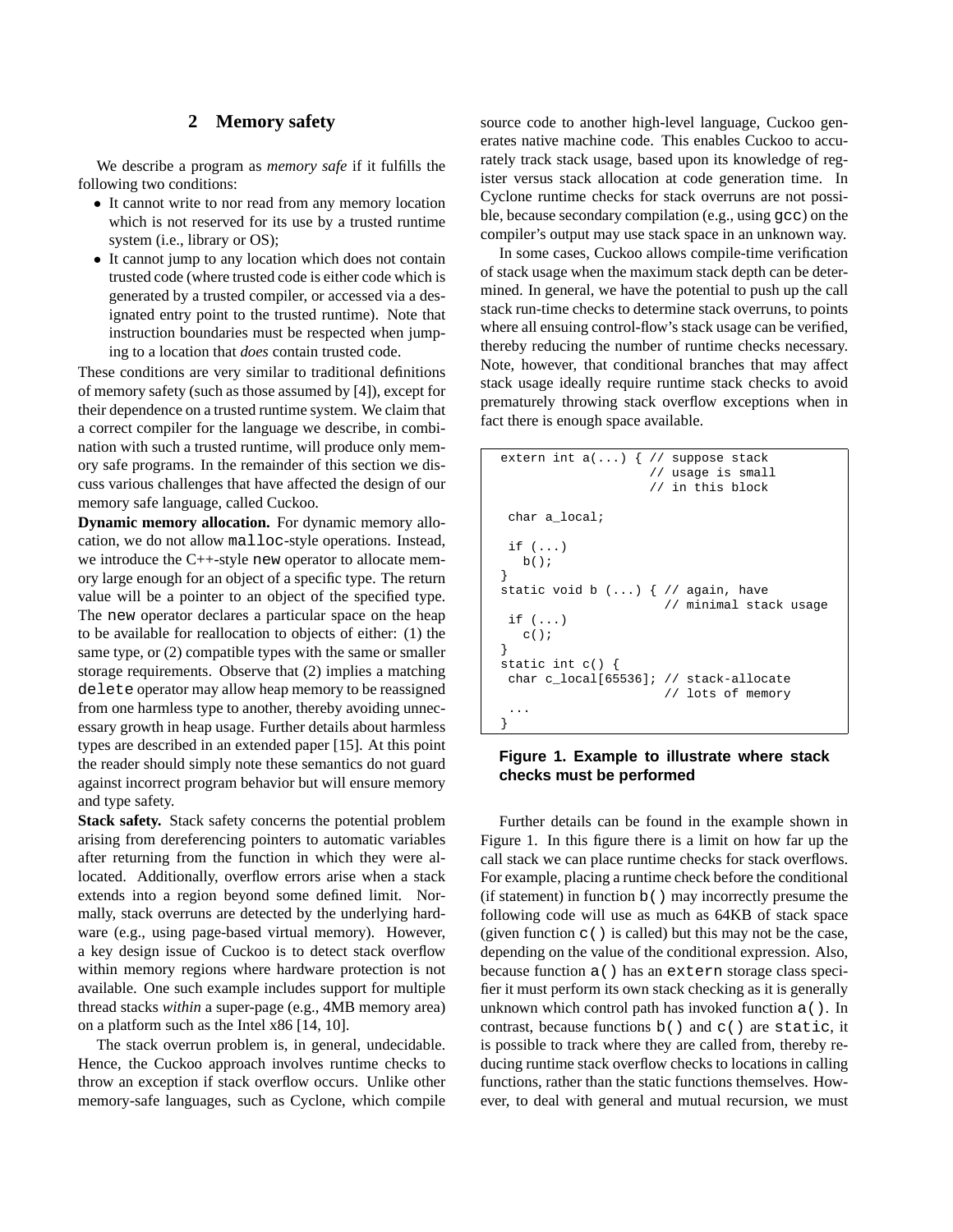## 2 Memory safety

We describe a program as *memory safe* if it fulfills the following two conditions:

- It cannot write to nor read from any memory location which is not reserved for its use by a trusted runtime system (i.e., library or OS);
- It cannot jump to any location which does not contain trusted code (where trusted code is either code which is generated by a trusted compiler, or accessed via a designated entry point to the trusted runtime). Note that instruction boundaries must be respected when jumping to a location that *does* contain trusted code.

These conditions are very similar to traditional definitions of memory safety (such as those assumed by [4]), except for their dependence on a trusted runtime system. We claim that a correct compiler for the language we describe, in combination with such a trusted runtime, will produce only memory safe programs. In the remainder of this section we discuss various challenges that have affected the design of our memory safe language, called Cuckoo.

**Dynamic memory allocation.** For dynamic memory allocation, we do not allow `malloc`-style operations. Instead, we introduce the C++-style `new` operator to allocate memory large enough for an object of a specific type. The return value will be a pointer to an object of the specified type. The `new` operator declares a particular space on the heap to be available for reallocation to objects of either: (1) the same type, or (2) compatible types with the same or smaller storage requirements. Observe that (2) implies a matching `delete` operator may allow heap memory to be reassigned from one harmless type to another, thereby avoiding unnecessary growth in heap usage. Further details about harmless types are described in an extended paper [15]. At this point the reader should simply note these semantics do not guard against incorrect program behavior but will ensure memory and type safety.

**Stack safety.** Stack safety concerns the potential problem arising from dereferencing pointers to automatic variables after returning from the function in which they were allocated. Additionally, overflow errors arise when a stack extends into a region beyond some defined limit. Normally, stack overruns are detected by the underlying hardware (e.g., using page-based virtual memory). However, a key design issue of Cuckoo is to detect stack overflow within memory regions where hardware protection is not available. One such example includes support for multiple thread stacks *within* a super-page (e.g., 4MB memory area) on a platform such as the Intel x86 [14, 10].

The stack overrun problem is, in general, undecidable. Hence, the Cuckoo approach involves runtime checks to throw an exception if stack overflow occurs. Unlike other memory-safe languages, such as Cyclone, which compile source code to another high-level language, Cuckoo generates native machine code. This enables Cuckoo to accurately track stack usage, based upon its knowledge of register versus stack allocation at code generation time. In Cyclone runtime checks for stack overruns are not possible, because secondary compilation (e.g., using `gcc`) on the compiler's output may use stack space in an unknown way.

In some cases, Cuckoo allows compile-time verification of stack usage when the maximum stack depth can be determined. In general, we have the potential to push up the call stack run-time checks to determine stack overruns, to points where all ensuing control-flow's stack usage can be verified, thereby reducing the number of runtime checks necessary. Note, however, that conditional branches that may affect stack usage ideally require runtime stack checks to avoid prematurely throwing stack overflow exceptions when in fact there is enough space available.

```
extern int a(...) { // suppose stack
                    // usage is small
                    // in this block

 char a_local;

 if (...)
   b();
}
static void b (...) { // again, have
                      // minimal stack usage
 if (...)
   c();
}
static int c() {
 char c_local[65536]; // stack-allocate
                      // lots of memory
 ...
}
```

**Figure 1. Example to illustrate where stack checks must be performed**

Further details can be found in the example shown in Figure 1. In this figure there is a limit on how far up the call stack we can place runtime checks for stack overflows. For example, placing a runtime check before the conditional (if statement) in function `b()` may incorrectly presume the following code will use as much as 64KB of stack space (given function `c()` is called) but this may not be the case, depending on the value of the conditional expression. Also, because function `a()` has an `extern` storage class specifier it must perform its own stack checking as it is generally unknown which control path has invoked function `a()`. In contrast, because functions `b()` and `c()` are `static`, it is possible to track where they are called from, thereby reducing runtime stack overflow checks to locations in calling functions, rather than the static functions themselves. However, to deal with general and mutual recursion, we must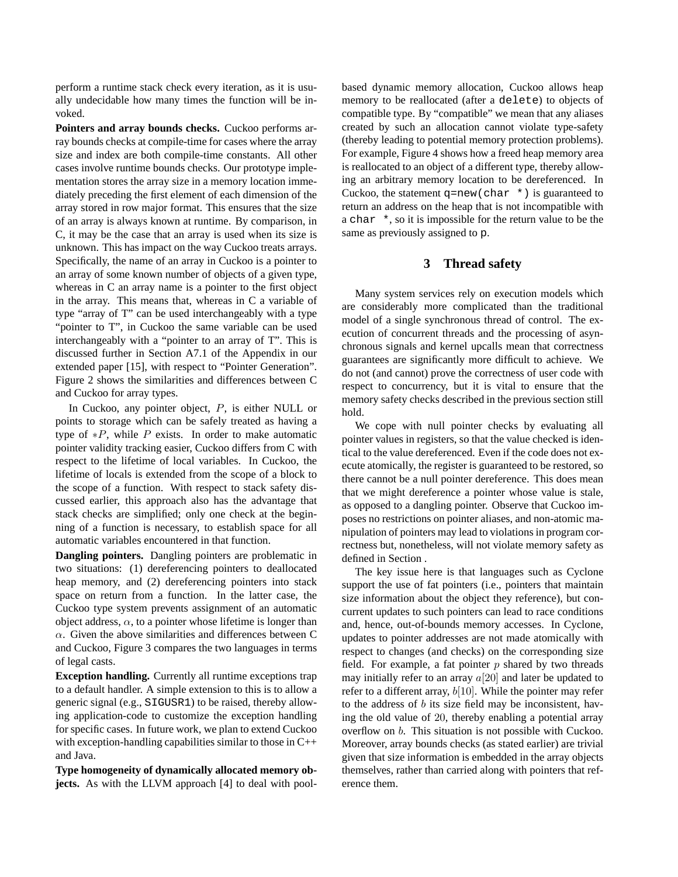perform a runtime stack check every iteration, as it is usually undecidable how many times the function will be invoked.

**Pointers and array bounds checks.** Cuckoo performs array bounds checks at compile-time for cases where the array size and index are both compile-time constants. All other cases involve runtime bounds checks. Our prototype implementation stores the array size in a memory location immediately preceding the first element of each dimension of the array stored in row major format. This ensures that the size of an array is always known at runtime. By comparison, in C, it may be the case that an array is used when its size is unknown. This has impact on the way Cuckoo treats arrays. Specifically, the name of an array in Cuckoo is a pointer to an array of some known number of objects of a given type, whereas in C an array name is a pointer to the first object in the array. This means that, whereas in C a variable of type "array of T" can be used interchangeably with a type "pointer to T", in Cuckoo the same variable can be used interchangeably with a "pointer to an array of T". This is discussed further in Section A7.1 of the Appendix in our extended paper [15], with respect to "Pointer Generation". Figure 2 shows the similarities and differences between C and Cuckoo for array types.

In Cuckoo, any pointer object, $P$, is either NULL or points to storage which can be safely treated as having a type of $*P$, while $P$ exists. In order to make automatic pointer validity tracking easier, Cuckoo differs from C with respect to the lifetime of local variables. In Cuckoo, the lifetime of locals is extended from the scope of a block to the scope of a function. With respect to stack safety discussed earlier, this approach also has the advantage that stack checks are simplified; only one check at the beginning of a function is necessary, to establish space for all automatic variables encountered in that function.

**Dangling pointers.** Dangling pointers are problematic in two situations: (1) dereferencing pointers to deallocated heap memory, and (2) dereferencing pointers into stack space on return from a function. In the latter case, the Cuckoo type system prevents assignment of an automatic object address, $\alpha$, to a pointer whose lifetime is longer than $\alpha$. Given the above similarities and differences between C and Cuckoo, Figure 3 compares the two languages in terms of legal casts.

**Exception handling.** Currently all runtime exceptions trap to a default handler. A simple extension to this is to allow a generic signal (e.g., `SIGUSR1`) to be raised, thereby allowing application-code to customize the exception handling for specific cases. In future work, we plan to extend Cuckoo with exception-handling capabilities similar to those in C++ and Java.

**Type homogeneity of dynamically allocated memory objects.** As with the LLVM approach [4] to deal with pool-based dynamic memory allocation, Cuckoo allows heap memory to be reallocated (after a `delete`) to objects of compatible type. By "compatible" we mean that any aliases created by such an allocation cannot violate type-safety (thereby leading to potential memory protection problems). For example, Figure 4 shows how a freed heap memory area is reallocated to an object of a different type, thereby allowing an arbitrary memory location to be dereferenced. In Cuckoo, the statement `q=new(char *)` is guaranteed to return an address on the heap that is not incompatible with a `char *`, so it is impossible for the return value to be the same as previously assigned to `p`.

## 3 Thread safety

Many system services rely on execution models which are considerably more complicated than the traditional model of a single synchronous thread of control. The execution of concurrent threads and the processing of asynchronous signals and kernel upcalls mean that correctness guarantees are significantly more difficult to achieve. We do not (and cannot) prove the correctness of user code with respect to concurrency, but it is vital to ensure that the memory safety checks described in the previous section still hold.

We cope with null pointer checks by evaluating all pointer values in registers, so that the value checked is identical to the value dereferenced. Even if the code does not execute atomically, the register is guaranteed to be restored, so there cannot be a null pointer dereference. This does mean that we might dereference a pointer whose value is stale, as opposed to a dangling pointer. Observe that Cuckoo imposes no restrictions on pointer aliases, and non-atomic manipulation of pointers may lead to violations in program correctness but, nonetheless, will not violate memory safety as defined in Section .

The key issue here is that languages such as Cyclone support the use of fat pointers (i.e., pointers that maintain size information about the object they reference), but concurrent updates to such pointers can lead to race conditions and, hence, out-of-bounds memory accesses. In Cyclone, updates to pointer addresses are not made atomically with respect to changes (and checks) on the corresponding size field. For example, a fat pointer $p$ shared by two threads may initially refer to an array $a[20]$ and later be updated to refer to a different array, $b[10]$. While the pointer may refer to the address of $b$ its size field may be inconsistent, having the old value of $20$, thereby enabling a potential array overflow on $b$. This situation is not possible with Cuckoo. Moreover, array bounds checks (as stated earlier) are trivial given that size information is embedded in the array objects themselves, rather than carried along with pointers that reference them.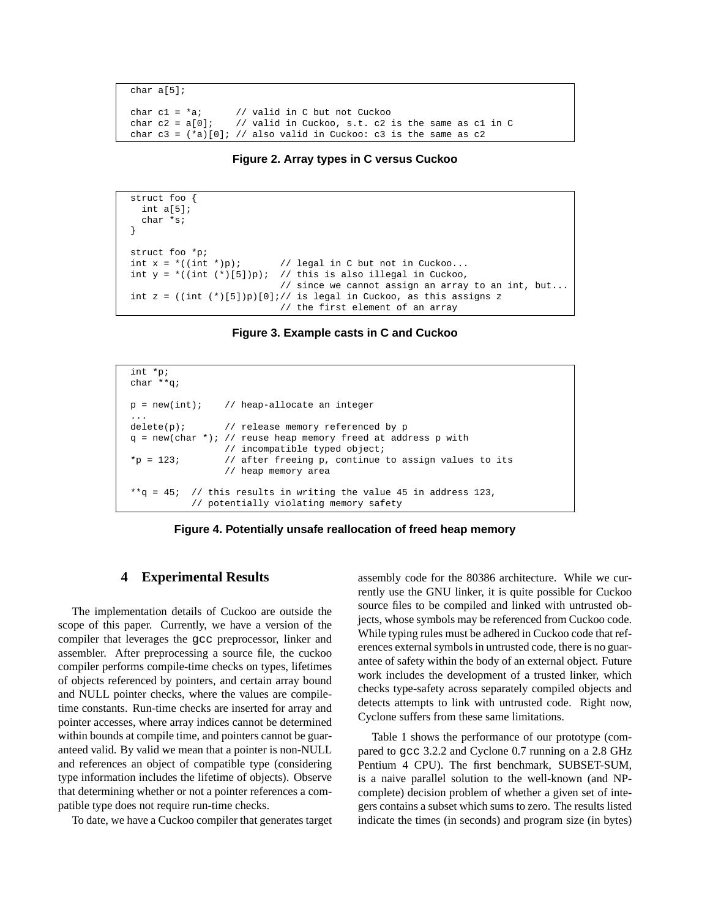```
char a[5];

char c1 = *a;      // valid in C but not Cuckoo
char c2 = a[0];    // valid in Cuckoo, s.t. c2 is the same as c1 in C
char c3 = (*a)[0]; // also valid in Cuckoo: c3 is the same as c2
```

**Figure 2. Array types in C versus Cuckoo**

```
struct foo {
  int a[5];
  char *s;
}

struct foo *p;
int x = *((int *)p);       // legal in C but not in Cuckoo...
int y = *((int (*)[5])p);  // this is also illegal in Cuckoo,
                           // since we cannot assign an array to an int, but...
int z = ((int (*)[5])p)[0];// is legal in Cuckoo, as this assigns z
                           // the first element of an array
```

**Figure 3. Example casts in C and Cuckoo**

```
int *p;
char **q;

p = new(int);    // heap-allocate an integer
...
delete(p);       // release memory referenced by p
q = new(char *); // reuse heap memory freed at address p with
                 // incompatible typed object;
*p = 123;        // after freeing p, continue to assign values to its
                 // heap memory area

**q = 45;  // this results in writing the value 45 in address 123,
           // potentially violating memory safety
```

**Figure 4. Potentially unsafe reallocation of freed heap memory**

## 4 Experimental Results

The implementation details of Cuckoo are outside the scope of this paper. Currently, we have a version of the compiler that leverages the gcc preprocessor, linker and assembler. After preprocessing a source file, the cuckoo compiler performs compile-time checks on types, lifetimes of objects referenced by pointers, and certain array bound and NULL pointer checks, where the values are compile-time constants. Run-time checks are inserted for array and pointer accesses, where array indices cannot be determined within bounds at compile time, and pointers cannot be guaranteed valid. By valid we mean that a pointer is non-NULL and references an object of compatible type (considering type information includes the lifetime of objects). Observe that determining whether or not a pointer references a compatible type does not require run-time checks.

To date, we have a Cuckoo compiler that generates target assembly code for the 80386 architecture. While we currently use the GNU linker, it is quite possible for Cuckoo source files to be compiled and linked with untrusted objects, whose symbols may be referenced from Cuckoo code. While typing rules must be adhered in Cuckoo code that references external symbols in untrusted code, there is no guarantee of safety within the body of an external object. Future work includes the development of a trusted linker, which checks type-safety across separately compiled objects and detects attempts to link with untrusted code. Right now, Cyclone suffers from these same limitations.

Table 1 shows the performance of our prototype (compared to gcc 3.2.2 and Cyclone 0.7 running on a 2.8 GHz Pentium 4 CPU). The first benchmark, SUBSET-SUM, is a naive parallel solution to the well-known (and NP-complete) decision problem of whether a given set of integers contains a subset which sums to zero. The results listed indicate the times (in seconds) and program size (in bytes)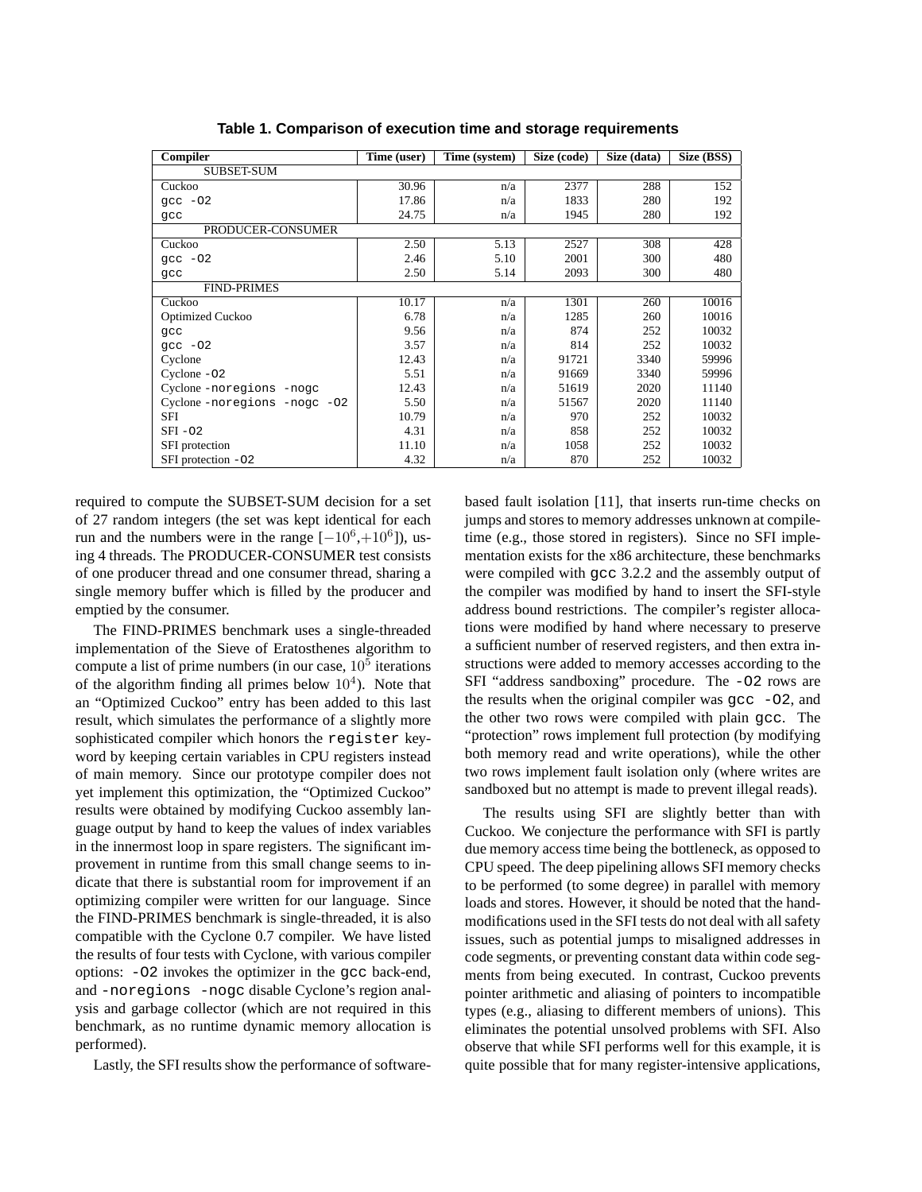**Table 1. Comparison of execution time and storage requirements**

| Compiler | Time (user) | Time (system) | Size (code) | Size (data) | Size (BSS) |
|---|---|---|---|---|---|
| SUBSET-SUM | | | | | |
| Cuckoo | 30.96 | n/a | 2377 | 288 | 152 |
| `gcc -O2` | 17.86 | n/a | 1833 | 280 | 192 |
| `gcc` | 24.75 | n/a | 1945 | 280 | 192 |
| PRODUCER-CONSUMER | | | | | |
| Cuckoo | 2.50 | 5.13 | 2527 | 308 | 428 |
| `gcc -O2` | 2.46 | 5.10 | 2001 | 300 | 480 |
| `gcc` | 2.50 | 5.14 | 2093 | 300 | 480 |
| FIND-PRIMES | | | | | |
| Cuckoo | 10.17 | n/a | 1301 | 260 | 10016 |
| Optimized Cuckoo | 6.78 | n/a | 1285 | 260 | 10016 |
| `gcc` | 9.56 | n/a | 874 | 252 | 10032 |
| `gcc -O2` | 3.57 | n/a | 814 | 252 | 10032 |
| Cyclone | 12.43 | n/a | 91721 | 3340 | 59996 |
| Cyclone `-O2` | 5.51 | n/a | 91669 | 3340 | 59996 |
| Cyclone `-noregions -nogc` | 12.43 | n/a | 51619 | 2020 | 11140 |
| Cyclone `-noregions -nogc -O2` | 5.50 | n/a | 51567 | 2020 | 11140 |
| SFI | 10.79 | n/a | 970 | 252 | 10032 |
| SFI `-O2` | 4.31 | n/a | 858 | 252 | 10032 |
| SFI protection | 11.10 | n/a | 1058 | 252 | 10032 |
| SFI protection `-O2` | 4.32 | n/a | 870 | 252 | 10032 |

required to compute the SUBSET-SUM decision for a set of 27 random integers (the set was kept identical for each run and the numbers were in the range $[-10^6, +10^6]$), using 4 threads. The PRODUCER-CONSUMER test consists of one producer thread and one consumer thread, sharing a single memory buffer which is filled by the producer and emptied by the consumer.

The FIND-PRIMES benchmark uses a single-threaded implementation of the Sieve of Eratosthenes algorithm to compute a list of prime numbers (in our case, $10^5$ iterations of the algorithm finding all primes below $10^4$). Note that an "Optimized Cuckoo" entry has been added to this last result, which simulates the performance of a slightly more sophisticated compiler which honors the `register` keyword by keeping certain variables in CPU registers instead of main memory. Since our prototype compiler does not yet implement this optimization, the "Optimized Cuckoo" results were obtained by modifying Cuckoo assembly language output by hand to keep the values of index variables in the innermost loop in spare registers. The significant improvement in runtime from this small change seems to indicate that there is substantial room for improvement if an optimizing compiler were written for our language. Since the FIND-PRIMES benchmark is single-threaded, it is also compatible with the Cyclone 0.7 compiler. We have listed the results of four tests with Cyclone, with various compiler options: `-O2` invokes the optimizer in the `gcc` back-end, and `-noregions -nogc` disable Cyclone's region analysis and garbage collector (which are not required in this benchmark, as no runtime dynamic memory allocation is performed).

Lastly, the SFI results show the performance of software-based fault isolation [11], that inserts run-time checks on jumps and stores to memory addresses unknown at compile-time (e.g., those stored in registers). Since no SFI implementation exists for the x86 architecture, these benchmarks were compiled with `gcc` 3.2.2 and the assembly output of the compiler was modified by hand to insert the SFI-style address bound restrictions. The compiler's register allocations were modified by hand where necessary to preserve a sufficient number of reserved registers, and then extra instructions were added to memory accesses according to the SFI "address sandboxing" procedure. The `-O2` rows are the results when the original compiler was `gcc -O2`, and the other two rows were compiled with plain `gcc`. The "protection" rows implement full protection (by modifying both memory read and write operations), while the other two rows implement fault isolation only (where writes are sandboxed but no attempt is made to prevent illegal reads).

The results using SFI are slightly better than with Cuckoo. We conjecture the performance with SFI is partly due memory access time being the bottleneck, as opposed to CPU speed. The deep pipelining allows SFI memory checks to be performed (to some degree) in parallel with memory loads and stores. However, it should be noted that the hand-modifications used in the SFI tests do not deal with all safety issues, such as potential jumps to misaligned addresses in code segments, or preventing constant data within code segments from being executed. In contrast, Cuckoo prevents pointer arithmetic and aliasing of pointers to incompatible types (e.g., aliasing to different members of unions). This eliminates the potential unsolved problems with SFI. Also observe that while SFI performs well for this example, it is quite possible that for many register-intensive applications,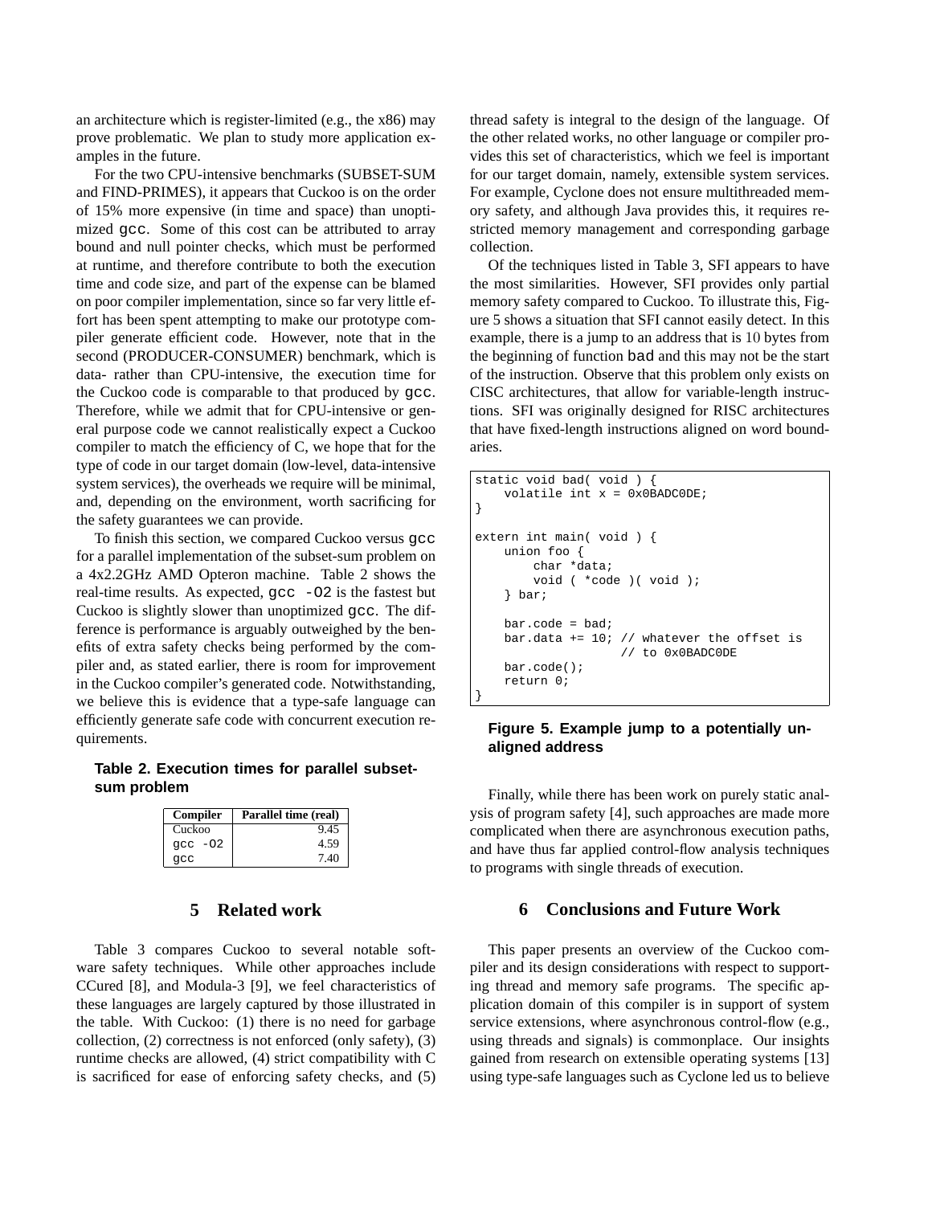an architecture which is register-limited (e.g., the x86) may prove problematic. We plan to study more application examples in the future.

For the two CPU-intensive benchmarks (SUBSET-SUM and FIND-PRIMES), it appears that Cuckoo is on the order of 15% more expensive (in time and space) than unoptimized `gcc`. Some of this cost can be attributed to array bound and null pointer checks, which must be performed at runtime, and therefore contribute to both the execution time and code size, and part of the expense can be blamed on poor compiler implementation, since so far very little effort has been spent attempting to make our prototype compiler generate efficient code. However, note that in the second (PRODUCER-CONSUMER) benchmark, which is data- rather than CPU-intensive, the execution time for the Cuckoo code is comparable to that produced by `gcc`. Therefore, while we admit that for CPU-intensive or general purpose code we cannot realistically expect a Cuckoo compiler to match the efficiency of C, we hope that for the type of code in our target domain (low-level, data-intensive system services), the overheads we require will be minimal, and, depending on the environment, worth sacrificing for the safety guarantees we can provide.

To finish this section, we compared Cuckoo versus `gcc` for a parallel implementation of the subset-sum problem on a 4x2.2GHz AMD Opteron machine. Table 2 shows the real-time results. As expected, `gcc -O2` is the fastest but Cuckoo is slightly slower than unoptimized `gcc`. The difference is performance is arguably outweighed by the benefits of extra safety checks being performed by the compiler and, as stated earlier, there is room for improvement in the Cuckoo compiler's generated code. Notwithstanding, we believe this is evidence that a type-safe language can efficiently generate safe code with concurrent execution requirements.

**Table 2. Execution times for parallel subset-sum problem**

| Compiler | Parallel time (real) |
|---|---|
| Cuckoo | 9.45 |
| gcc -O2 | 4.59 |
| gcc | 7.40 |

## 5 Related work

Table 3 compares Cuckoo to several notable software safety techniques. While other approaches include CCured [8], and Modula-3 [9], we feel characteristics of these languages are largely captured by those illustrated in the table. With Cuckoo: (1) there is no need for garbage collection, (2) correctness is not enforced (only safety), (3) runtime checks are allowed, (4) strict compatibility with C is sacrificed for ease of enforcing safety checks, and (5) thread safety is integral to the design of the language. Of the other related works, no other language or compiler provides this set of characteristics, which we feel is important for our target domain, namely, extensible system services. For example, Cyclone does not ensure multithreaded memory safety, and although Java provides this, it requires restricted memory management and corresponding garbage collection.

Of the techniques listed in Table 3, SFI appears to have the most similarities. However, SFI provides only partial memory safety compared to Cuckoo. To illustrate this, Figure 5 shows a situation that SFI cannot easily detect. In this example, there is a jump to an address that is 10 bytes from the beginning of function `bad` and this may not be the start of the instruction. Observe that this problem only exists on CISC architectures, that allow for variable-length instructions. SFI was originally designed for RISC architectures that have fixed-length instructions aligned on word boundaries.

```
static void bad( void ) {
    volatile int x = 0x0BADC0DE;
}

extern int main( void ) {
    union foo {
        char *data;
        void ( *code )( void );
    } bar;

    bar.code = bad;
    bar.data += 10; // whatever the offset is
                    // to 0x0BADC0DE
    bar.code();
    return 0;
}
```

**Figure 5. Example jump to a potentially unaligned address**

Finally, while there has been work on purely static analysis of program safety [4], such approaches are made more complicated when there are asynchronous execution paths, and have thus far applied control-flow analysis techniques to programs with single threads of execution.

## 6 Conclusions and Future Work

This paper presents an overview of the Cuckoo compiler and its design considerations with respect to supporting thread and memory safe programs. The specific application domain of this compiler is in support of system service extensions, where asynchronous control-flow (e.g., using threads and signals) is commonplace. Our insights gained from research on extensible operating systems [13] using type-safe languages such as Cyclone led us to believe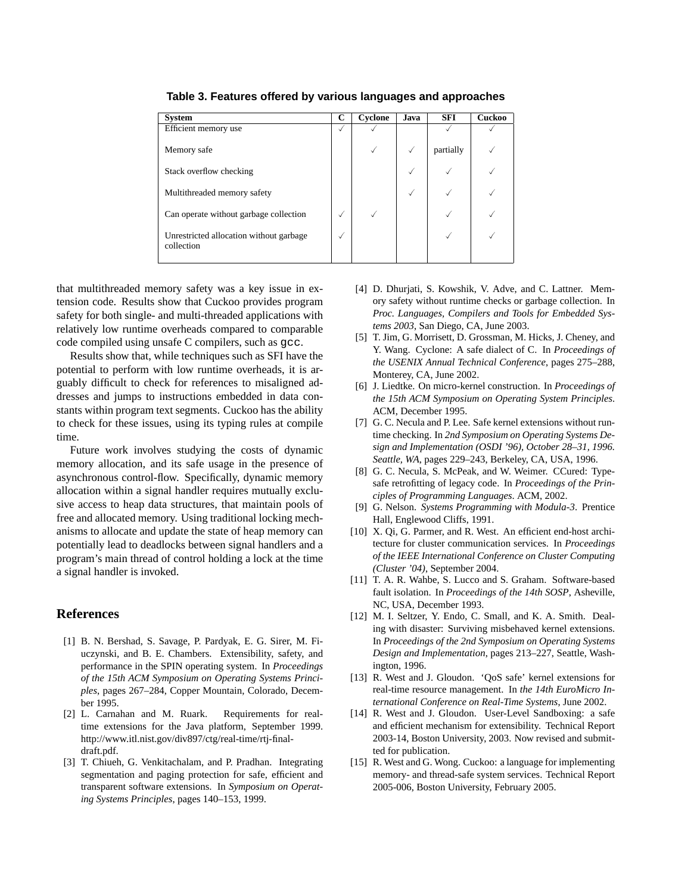**Table 3. Features offered by various languages and approaches**

| System | C | Cyclone | Java | SFI | Cuckoo |
|---|---|---|---|---|---|
| Efficient memory use | ✓ | ✓ | | ✓ | ✓ |
| Memory safe | | ✓ | ✓ | partially | ✓ |
| Stack overflow checking | | | ✓ | ✓ | ✓ |
| Multithreaded memory safety | | | ✓ | ✓ | ✓ |
| Can operate without garbage collection | ✓ | ✓ | | ✓ | ✓ |
| Unrestricted allocation without garbage collection | ✓ | | | ✓ | ✓ |

that multithreaded memory safety was a key issue in extension code. Results show that Cuckoo provides program safety for both single- and multi-threaded applications with relatively low runtime overheads compared to comparable code compiled using unsafe C compilers, such as `gcc`.

Results show that, while techniques such as SFI have the potential to perform with low runtime overheads, it is arguably difficult to check for references to misaligned addresses and jumps to instructions embedded in data constants within program text segments. Cuckoo has the ability to check for these issues, using its typing rules at compile time.

Future work involves studying the costs of dynamic memory allocation, and its safe usage in the presence of asynchronous control-flow. Specifically, dynamic memory allocation within a signal handler requires mutually exclusive access to heap data structures, that maintain pools of free and allocated memory. Using traditional locking mechanisms to allocate and update the state of heap memory can potentially lead to deadlocks between signal handlers and a program's main thread of control holding a lock at the time a signal handler is invoked.

## References

[1] B. N. Bershad, S. Savage, P. Pardyak, E. G. Sirer, M. Fiuczynski, and B. E. Chambers. Extensibility, safety, and performance in the SPIN operating system. In *Proceedings of the 15th ACM Symposium on Operating Systems Principles*, pages 267–284, Copper Mountain, Colorado, December 1995.

[2] L. Carnahan and M. Ruark. Requirements for real-time extensions for the Java platform, September 1999. http://www.itl.nist.gov/div897/ctg/real-time/rtj-final-draft.pdf.

[3] T. Chiueh, G. Venkitachalam, and P. Pradhan. Integrating segmentation and paging protection for safe, efficient and transparent software extensions. In *Symposium on Operating Systems Principles*, pages 140–153, 1999.

[4] D. Dhurjati, S. Kowshik, V. Adve, and C. Lattner. Memory safety without runtime checks or garbage collection. In *Proc. Languages, Compilers and Tools for Embedded Systems 2003*, San Diego, CA, June 2003.

[5] T. Jim, G. Morrisett, D. Grossman, M. Hicks, J. Cheney, and Y. Wang. Cyclone: A safe dialect of C. In *Proceedings of the USENIX Annual Technical Conference*, pages 275–288, Monterey, CA, June 2002.

[6] J. Liedtke. On micro-kernel construction. In *Proceedings of the 15th ACM Symposium on Operating System Principles*. ACM, December 1995.

[7] G. C. Necula and P. Lee. Safe kernel extensions without runtime checking. In *2nd Symposium on Operating Systems Design and Implementation (OSDI '96), October 28–31, 1996. Seattle, WA*, pages 229–243, Berkeley, CA, USA, 1996.

[8] G. C. Necula, S. McPeak, and W. Weimer. CCured: Type-safe retrofitting of legacy code. In *Proceedings of the Principles of Programming Languages*. ACM, 2002.

[9] G. Nelson. *Systems Programming with Modula-3*. Prentice Hall, Englewood Cliffs, 1991.

[10] X. Qi, G. Parmer, and R. West. An efficient end-host architecture for cluster communication services. In *Proceedings of the IEEE International Conference on Cluster Computing (Cluster '04)*, September 2004.

[11] T. A. R. Wahbe, S. Lucco and S. Graham. Software-based fault isolation. In *Proceedings of the 14th SOSP*, Asheville, NC, USA, December 1993.

[12] M. I. Seltzer, Y. Endo, C. Small, and K. A. Smith. Dealing with disaster: Surviving misbehaved kernel extensions. In *Proceedings of the 2nd Symposium on Operating Systems Design and Implementation*, pages 213–227, Seattle, Washington, 1996.

[13] R. West and J. Gloudon. 'QoS safe' kernel extensions for real-time resource management. In *the 14th EuroMicro International Conference on Real-Time Systems*, June 2002.

[14] R. West and J. Gloudon. User-Level Sandboxing: a safe and efficient mechanism for extensibility. Technical Report 2003-14, Boston University, 2003. Now revised and submitted for publication.

[15] R. West and G. Wong. Cuckoo: a language for implementing memory- and thread-safe system services. Technical Report 2005-006, Boston University, February 2005.